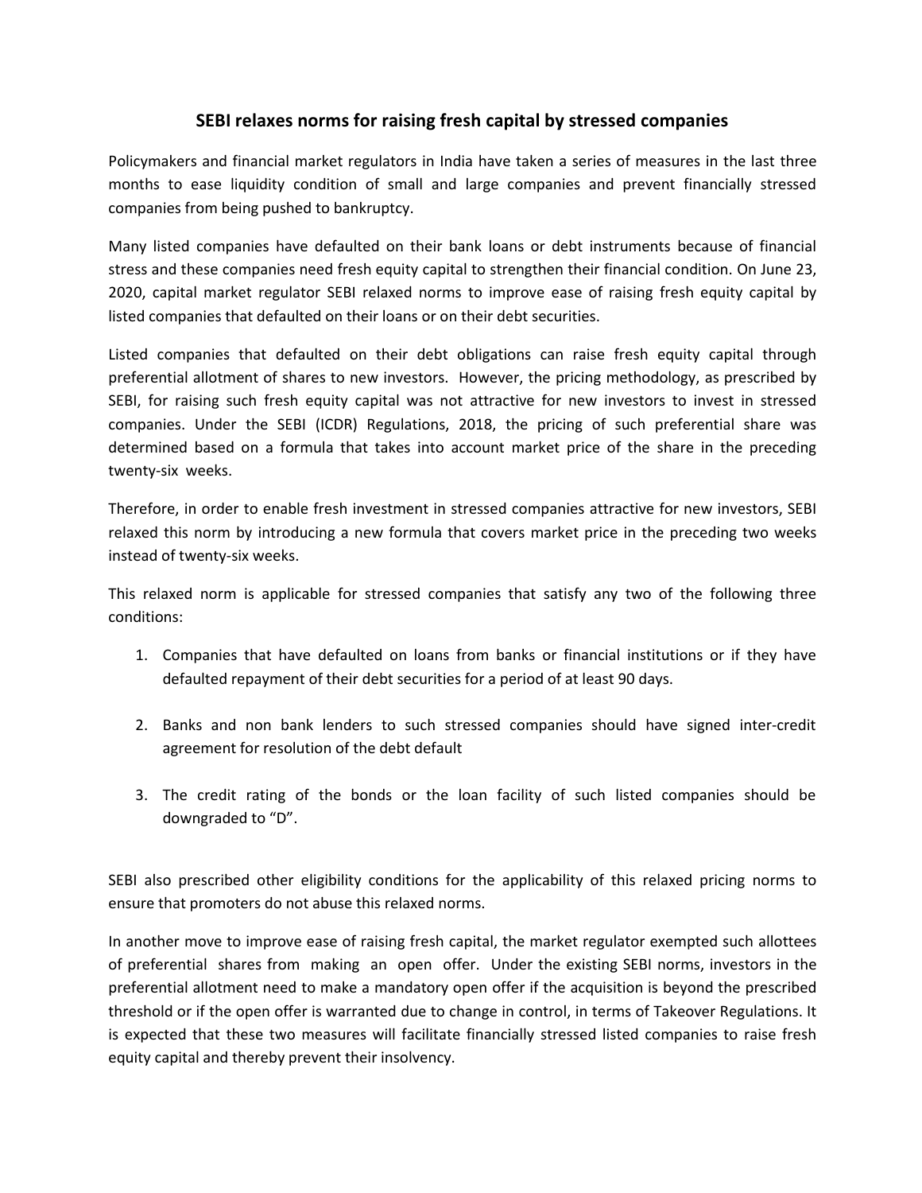# SEBI relaxes norms for raising fresh capital by stressed companies

Policymakers and financial market regulators in India have taken a series of measures in the last three months to ease liquidity condition of small and large companies and prevent financially stressed companies from being pushed to bankruptcy.

Many listed companies have defaulted on their bank loans or debt instruments because of financial stress and these companies need fresh equity capital to strengthen their financial condition. On June 23, 2020, capital market regulator SEBI relaxed norms to improve ease of raising fresh equity capital by listed companies that defaulted on their loans or on their debt securities.

Listed companies that defaulted on their debt obligations can raise fresh equity capital through preferential allotment of shares to new investors. However, the pricing methodology, as prescribed by SEBI, for raising such fresh equity capital was not attractive for new investors to invest in stressed companies. Under the SEBI (ICDR) Regulations, 2018, the pricing of such preferential share was determined based on a formula that takes into account market price of the share in the preceding twenty-six weeks.

Therefore, in order to enable fresh investment in stressed companies attractive for new investors, SEBI relaxed this norm by introducing a new formula that covers market price in the preceding two weeks instead of twenty-six weeks.

This relaxed norm is applicable for stressed companies that satisfy any two of the following three conditions:

1. Companies that have defaulted on loans from banks or financial institutions or if they have defaulted repayment of their debt securities for a period of at least 90 days.

2. Banks and non bank lenders to such stressed companies should have signed inter-credit agreement for resolution of the debt default

3. The credit rating of the bonds or the loan facility of such listed companies should be downgraded to "D".

SEBI also prescribed other eligibility conditions for the applicability of this relaxed pricing norms to ensure that promoters do not abuse this relaxed norms.

In another move to improve ease of raising fresh capital, the market regulator exempted such allottees of preferential shares from making an open offer. Under the existing SEBI norms, investors in the preferential allotment need to make a mandatory open offer if the acquisition is beyond the prescribed threshold or if the open offer is warranted due to change in control, in terms of Takeover Regulations. It is expected that these two measures will facilitate financially stressed listed companies to raise fresh equity capital and thereby prevent their insolvency.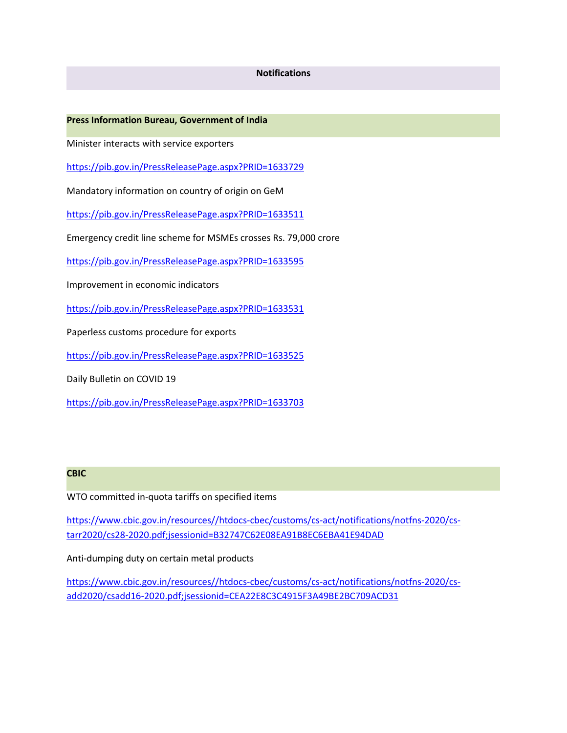## Notifications

**Press Information Bureau, Government of India**

Minister interacts with service exporters

https://pib.gov.in/PressReleasePage.aspx?PRID=1633729

Mandatory information on country of origin on GeM

https://pib.gov.in/PressReleasePage.aspx?PRID=1633511

Emergency credit line scheme for MSMEs crosses Rs. 79,000 crore

https://pib.gov.in/PressReleasePage.aspx?PRID=1633595

Improvement in economic indicators

https://pib.gov.in/PressReleasePage.aspx?PRID=1633531

Paperless customs procedure for exports

https://pib.gov.in/PressReleasePage.aspx?PRID=1633525

Daily Bulletin on COVID 19

https://pib.gov.in/PressReleasePage.aspx?PRID=1633703

**CBIC**

WTO committed in-quota tariffs on specified items

https://www.cbic.gov.in/resources//htdocs-cbec/customs/cs-act/notifications/notfns-2020/cs-tarr2020/cs28-2020.pdf;jsessionid=B32747C62E08EA91B8EC6EBA41E94DAD

Anti-dumping duty on certain metal products

https://www.cbic.gov.in/resources//htdocs-cbec/customs/cs-act/notifications/notfns-2020/cs-add2020/csadd16-2020.pdf;jsessionid=CEA22E8C3C4915F3A49BE2BC709ACD31